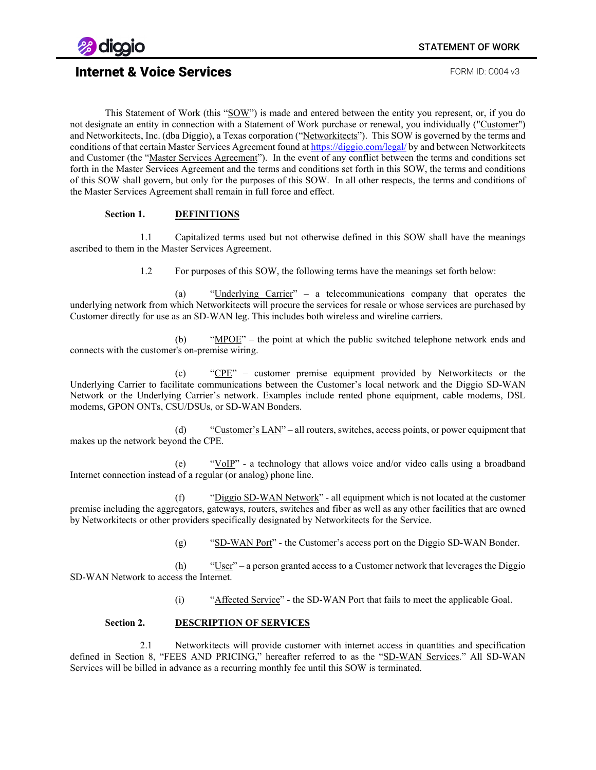# Internet & Voice Services

STATEMENT OF WORK

FORM ID: C004 v3

This Statement of Work (this "SOW") is made and entered between the entity you represent, or, if you do not designate an entity in connection with a Statement of Work purchase or renewal, you individually ("Customer") and Networkitects, Inc. (dba Diggio), a Texas corporation ("Networkitects"). This SOW is governed by the terms and conditions of that certain Master Services Agreement found at https://diggio.com/legal/ by and between Networkitects and Customer (the "Master Services Agreement"). In the event of any conflict between the terms and conditions set forth in the Master Services Agreement and the terms and conditions set forth in this SOW, the terms and conditions of this SOW shall govern, but only for the purposes of this SOW. In all other respects, the terms and conditions of the Master Services Agreement shall remain in full force and effect.

## Section 1. DEFINITIONS

1.1 Capitalized terms used but not otherwise defined in this SOW shall have the meanings ascribed to them in the Master Services Agreement.

1.2 For purposes of this SOW, the following terms have the meanings set forth below:

(a) "Underlying Carrier" – a telecommunications company that operates the underlying network from which Networkitects will procure the services for resale or whose services are purchased by Customer directly for use as an SD-WAN leg. This includes both wireless and wireline carriers.

(b) "MPOE" – the point at which the public switched telephone network ends and connects with the customer's on-premise wiring.

(c) "CPE" – customer premise equipment provided by Networkitects or the Underlying Carrier to facilitate communications between the Customer's local network and the Diggio SD-WAN Network or the Underlying Carrier's network. Examples include rented phone equipment, cable modems, DSL modems, GPON ONTs, CSU/DSUs, or SD-WAN Bonders.

(d) "Customer's LAN" – all routers, switches, access points, or power equipment that makes up the network beyond the CPE.

(e) "VoIP" - a technology that allows voice and/or video calls using a broadband Internet connection instead of a regular (or analog) phone line.

(f) "Diggio SD-WAN Network" - all equipment which is not located at the customer premise including the aggregators, gateways, routers, switches and fiber as well as any other facilities that are owned by Networkitects or other providers specifically designated by Networkitects for the Service.

(g) "SD-WAN Port" - the Customer's access port on the Diggio SD-WAN Bonder.

(h) "User" – a person granted access to a Customer network that leverages the Diggio SD-WAN Network to access the Internet.

(i) "Affected Service" - the SD-WAN Port that fails to meet the applicable Goal.

## Section 2. DESCRIPTION OF SERVICES

2.1 Networkitects will provide customer with internet access in quantities and specification defined in Section 8, "FEES AND PRICING," hereafter referred to as the "SD-WAN Services." All SD-WAN Services will be billed in advance as a recurring monthly fee until this SOW is terminated.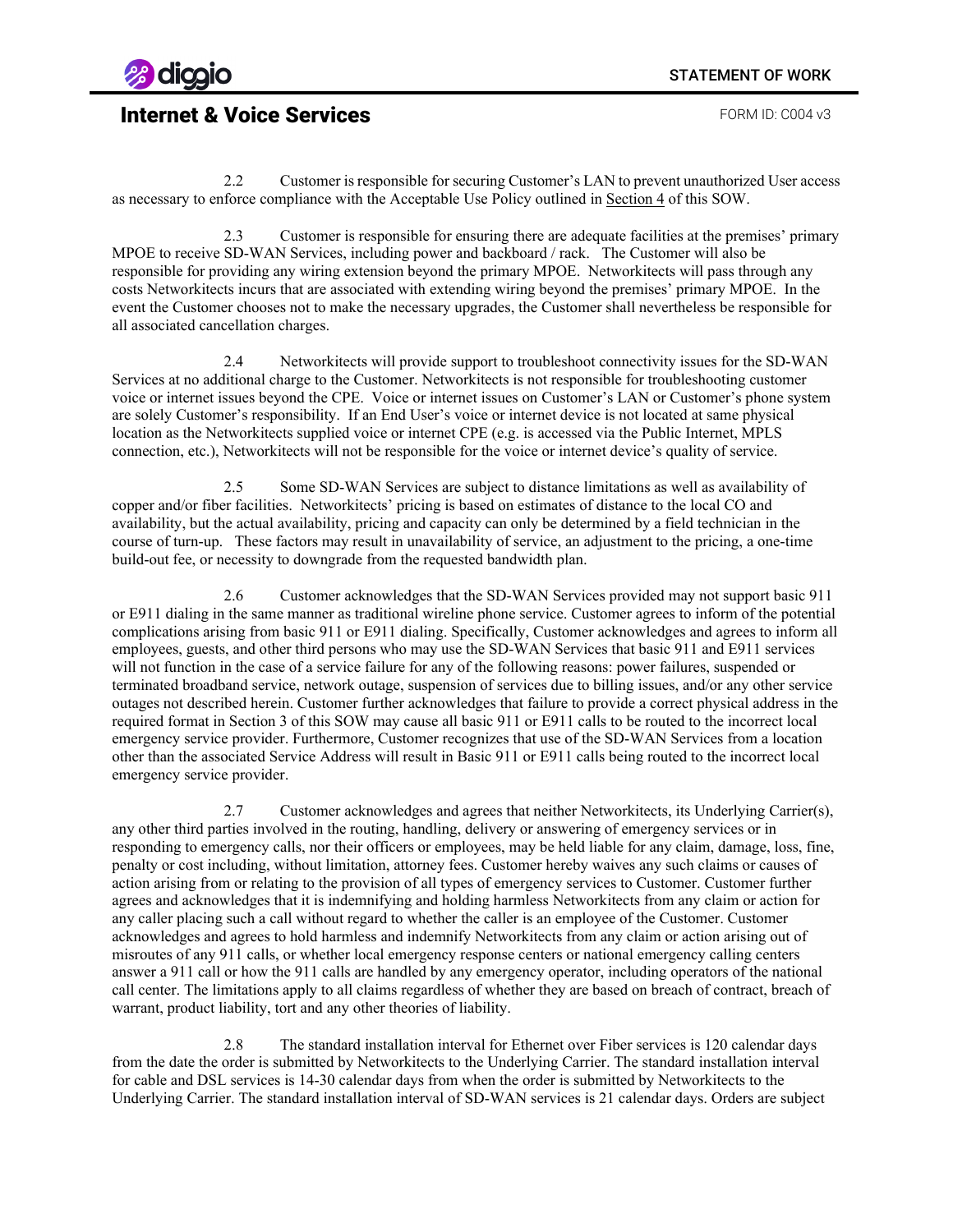2.2 Customer is responsible for securing Customer's LAN to prevent unauthorized User access as necessary to enforce compliance with the Acceptable Use Policy outlined in Section 4 of this SOW.

2.3 Customer is responsible for ensuring there are adequate facilities at the premises' primary MPOE to receive SD-WAN Services, including power and backboard / rack. The Customer will also be responsible for providing any wiring extension beyond the primary MPOE. Networkitects will pass through any costs Networkitects incurs that are associated with extending wiring beyond the premises' primary MPOE. In the event the Customer chooses not to make the necessary upgrades, the Customer shall nevertheless be responsible for all associated cancellation charges.

2.4 Networkitects will provide support to troubleshoot connectivity issues for the SD-WAN Services at no additional charge to the Customer. Networkitects is not responsible for troubleshooting customer voice or internet issues beyond the CPE. Voice or internet issues on Customer's LAN or Customer's phone system are solely Customer's responsibility. If an End User's voice or internet device is not located at same physical location as the Networkitects supplied voice or internet CPE (e.g. is accessed via the Public Internet, MPLS connection, etc.), Networkitects will not be responsible for the voice or internet device's quality of service.

2.5 Some SD-WAN Services are subject to distance limitations as well as availability of copper and/or fiber facilities. Networkitects' pricing is based on estimates of distance to the local CO and availability, but the actual availability, pricing and capacity can only be determined by a field technician in the course of turn-up. These factors may result in unavailability of service, an adjustment to the pricing, a one-time build-out fee, or necessity to downgrade from the requested bandwidth plan.

2.6 Customer acknowledges that the SD-WAN Services provided may not support basic 911 or E911 dialing in the same manner as traditional wireline phone service. Customer agrees to inform of the potential complications arising from basic 911 or E911 dialing. Specifically, Customer acknowledges and agrees to inform all employees, guests, and other third persons who may use the SD-WAN Services that basic 911 and E911 services will not function in the case of a service failure for any of the following reasons: power failures, suspended or terminated broadband service, network outage, suspension of services due to billing issues, and/or any other service outages not described herein. Customer further acknowledges that failure to provide a correct physical address in the required format in Section 3 of this SOW may cause all basic 911 or E911 calls to be routed to the incorrect local emergency service provider. Furthermore, Customer recognizes that use of the SD-WAN Services from a location other than the associated Service Address will result in Basic 911 or E911 calls being routed to the incorrect local emergency service provider.

2.7 Customer acknowledges and agrees that neither Networkitects, its Underlying Carrier(s), any other third parties involved in the routing, handling, delivery or answering of emergency services or in responding to emergency calls, nor their officers or employees, may be held liable for any claim, damage, loss, fine, penalty or cost including, without limitation, attorney fees. Customer hereby waives any such claims or causes of action arising from or relating to the provision of all types of emergency services to Customer. Customer further agrees and acknowledges that it is indemnifying and holding harmless Networkitects from any claim or action for any caller placing such a call without regard to whether the caller is an employee of the Customer. Customer acknowledges and agrees to hold harmless and indemnify Networkitects from any claim or action arising out of misroutes of any 911 calls, or whether local emergency response centers or national emergency calling centers answer a 911 call or how the 911 calls are handled by any emergency operator, including operators of the national call center. The limitations apply to all claims regardless of whether they are based on breach of contract, breach of warrant, product liability, tort and any other theories of liability.

2.8 The standard installation interval for Ethernet over Fiber services is 120 calendar days from the date the order is submitted by Networkitects to the Underlying Carrier. The standard installation interval for cable and DSL services is 14-30 calendar days from when the order is submitted by Networkitects to the Underlying Carrier. The standard installation interval of SD-WAN services is 21 calendar days. Orders are subject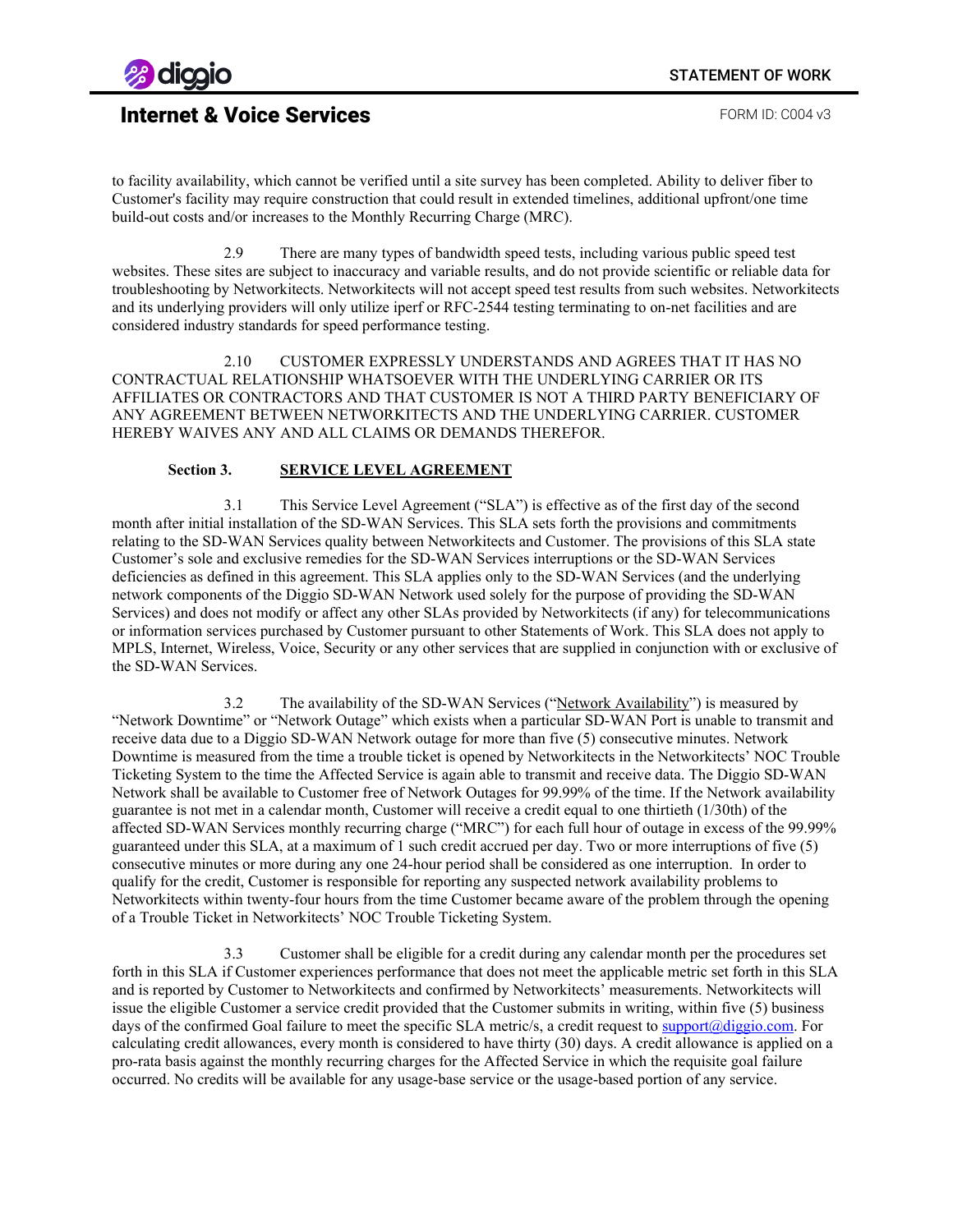to facility availability, which cannot be verified until a site survey has been completed. Ability to deliver fiber to Customer's facility may require construction that could result in extended timelines, additional upfront/one time build-out costs and/or increases to the Monthly Recurring Charge (MRC).

2.9 There are many types of bandwidth speed tests, including various public speed test websites. These sites are subject to inaccuracy and variable results, and do not provide scientific or reliable data for troubleshooting by Networkitects. Networkitects will not accept speed test results from such websites. Networkitects and its underlying providers will only utilize iperf or RFC-2544 testing terminating to on-net facilities and are considered industry standards for speed performance testing.

2.10 CUSTOMER EXPRESSLY UNDERSTANDS AND AGREES THAT IT HAS NO CONTRACTUAL RELATIONSHIP WHATSOEVER WITH THE UNDERLYING CARRIER OR ITS AFFILIATES OR CONTRACTORS AND THAT CUSTOMER IS NOT A THIRD PARTY BENEFICIARY OF ANY AGREEMENT BETWEEN NETWORKITECTS AND THE UNDERLYING CARRIER. CUSTOMER HEREBY WAIVES ANY AND ALL CLAIMS OR DEMANDS THEREFOR.

**Section 3. SERVICE LEVEL AGREEMENT**

3.1 This Service Level Agreement ("SLA") is effective as of the first day of the second month after initial installation of the SD-WAN Services. This SLA sets forth the provisions and commitments relating to the SD-WAN Services quality between Networkitects and Customer. The provisions of this SLA state Customer's sole and exclusive remedies for the SD-WAN Services interruptions or the SD-WAN Services deficiencies as defined in this agreement. This SLA applies only to the SD-WAN Services (and the underlying network components of the Diggio SD-WAN Network used solely for the purpose of providing the SD-WAN Services) and does not modify or affect any other SLAs provided by Networkitects (if any) for telecommunications or information services purchased by Customer pursuant to other Statements of Work. This SLA does not apply to MPLS, Internet, Wireless, Voice, Security or any other services that are supplied in conjunction with or exclusive of the SD-WAN Services.

3.2 The availability of the SD-WAN Services ("Network Availability") is measured by "Network Downtime" or "Network Outage" which exists when a particular SD-WAN Port is unable to transmit and receive data due to a Diggio SD-WAN Network outage for more than five (5) consecutive minutes. Network Downtime is measured from the time a trouble ticket is opened by Networkitects in the Networkitects' NOC Trouble Ticketing System to the time the Affected Service is again able to transmit and receive data. The Diggio SD-WAN Network shall be available to Customer free of Network Outages for 99.99% of the time. If the Network availability guarantee is not met in a calendar month, Customer will receive a credit equal to one thirtieth (1/30th) of the affected SD-WAN Services monthly recurring charge ("MRC") for each full hour of outage in excess of the 99.99% guaranteed under this SLA, at a maximum of 1 such credit accrued per day. Two or more interruptions of five (5) consecutive minutes or more during any one 24-hour period shall be considered as one interruption. In order to qualify for the credit, Customer is responsible for reporting any suspected network availability problems to Networkitects within twenty-four hours from the time Customer became aware of the problem through the opening of a Trouble Ticket in Networkitects' NOC Trouble Ticketing System.

3.3 Customer shall be eligible for a credit during any calendar month per the procedures set forth in this SLA if Customer experiences performance that does not meet the applicable metric set forth in this SLA and is reported by Customer to Networkitects and confirmed by Networkitects' measurements. Networkitects will issue the eligible Customer a service credit provided that the Customer submits in writing, within five (5) business days of the confirmed Goal failure to meet the specific SLA metric/s, a credit request to support@diggio.com. For calculating credit allowances, every month is considered to have thirty (30) days. A credit allowance is applied on a pro-rata basis against the monthly recurring charges for the Affected Service in which the requisite goal failure occurred. No credits will be available for any usage-base service or the usage-based portion of any service.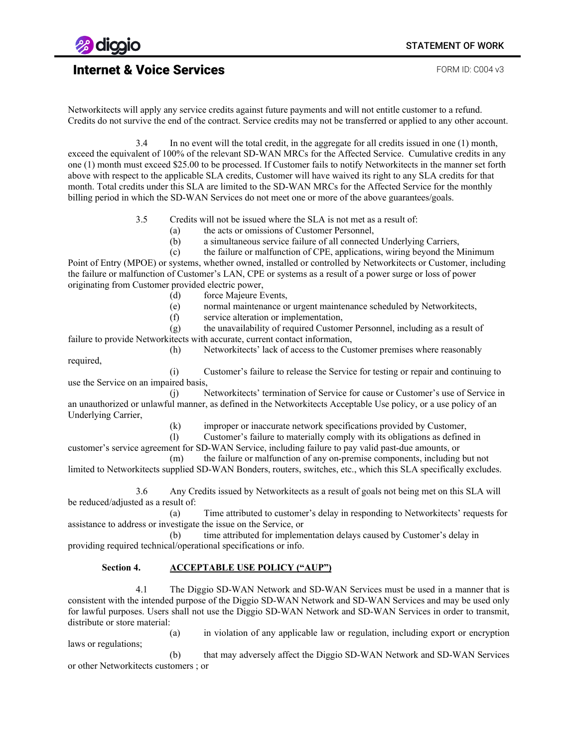Networkitects will apply any service credits against future payments and will not entitle customer to a refund. Credits do not survive the end of the contract. Service credits may not be transferred or applied to any other account.

3.4 In no event will the total credit, in the aggregate for all credits issued in one (1) month, exceed the equivalent of 100% of the relevant SD-WAN MRCs for the Affected Service. Cumulative credits in any one (1) month must exceed $25.00 to be processed. If Customer fails to notify Networkitects in the manner set forth above with respect to the applicable SLA credits, Customer will have waived its right to any SLA credits for that month. Total credits under this SLA are limited to the SD-WAN MRCs for the Affected Service for the monthly billing period in which the SD-WAN Services do not meet one or more of the above guarantees/goals.

3.5 Credits will not be issued where the SLA is not met as a result of:

(a) the acts or omissions of Customer Personnel,

(b) a simultaneous service failure of all connected Underlying Carriers,

(c) the failure or malfunction of CPE, applications, wiring beyond the Minimum Point of Entry (MPOE) or systems, whether owned, installed or controlled by Networkitects or Customer, including the failure or malfunction of Customer's LAN, CPE or systems as a result of a power surge or loss of power originating from Customer provided electric power,

(d) force Majeure Events,

(e) normal maintenance or urgent maintenance scheduled by Networkitects,

(f) service alteration or implementation,

(g) the unavailability of required Customer Personnel, including as a result of failure to provide Networkitects with accurate, current contact information,

(h) Networkitects' lack of access to the Customer premises where reasonably required,

(i) Customer's failure to release the Service for testing or repair and continuing to use the Service on an impaired basis,

(j) Networkitects' termination of Service for cause or Customer's use of Service in an unauthorized or unlawful manner, as defined in the Networkitects Acceptable Use policy, or a use policy of an Underlying Carrier,

(k) improper or inaccurate network specifications provided by Customer,

(l) Customer's failure to materially comply with its obligations as defined in customer's service agreement for SD-WAN Service, including failure to pay valid past-due amounts, or

(m) the failure or malfunction of any on-premise components, including but not limited to Networkitects supplied SD-WAN Bonders, routers, switches, etc., which this SLA specifically excludes.

3.6 Any Credits issued by Networkitects as a result of goals not being met on this SLA will be reduced/adjusted as a result of:

(a) Time attributed to customer's delay in responding to Networkitects' requests for assistance to address or investigate the issue on the Service, or

(b) time attributed for implementation delays caused by Customer's delay in providing required technical/operational specifications or info.

**Section 4. ACCEPTABLE USE POLICY ("AUP")**

4.1 The Diggio SD-WAN Network and SD-WAN Services must be used in a manner that is consistent with the intended purpose of the Diggio SD-WAN Network and SD-WAN Services and may be used only for lawful purposes. Users shall not use the Diggio SD-WAN Network and SD-WAN Services in order to transmit, distribute or store material:

(a) in violation of any applicable law or regulation, including export or encryption laws or regulations;

(b) that may adversely affect the Diggio SD-WAN Network and SD-WAN Services or other Networkitects customers ; or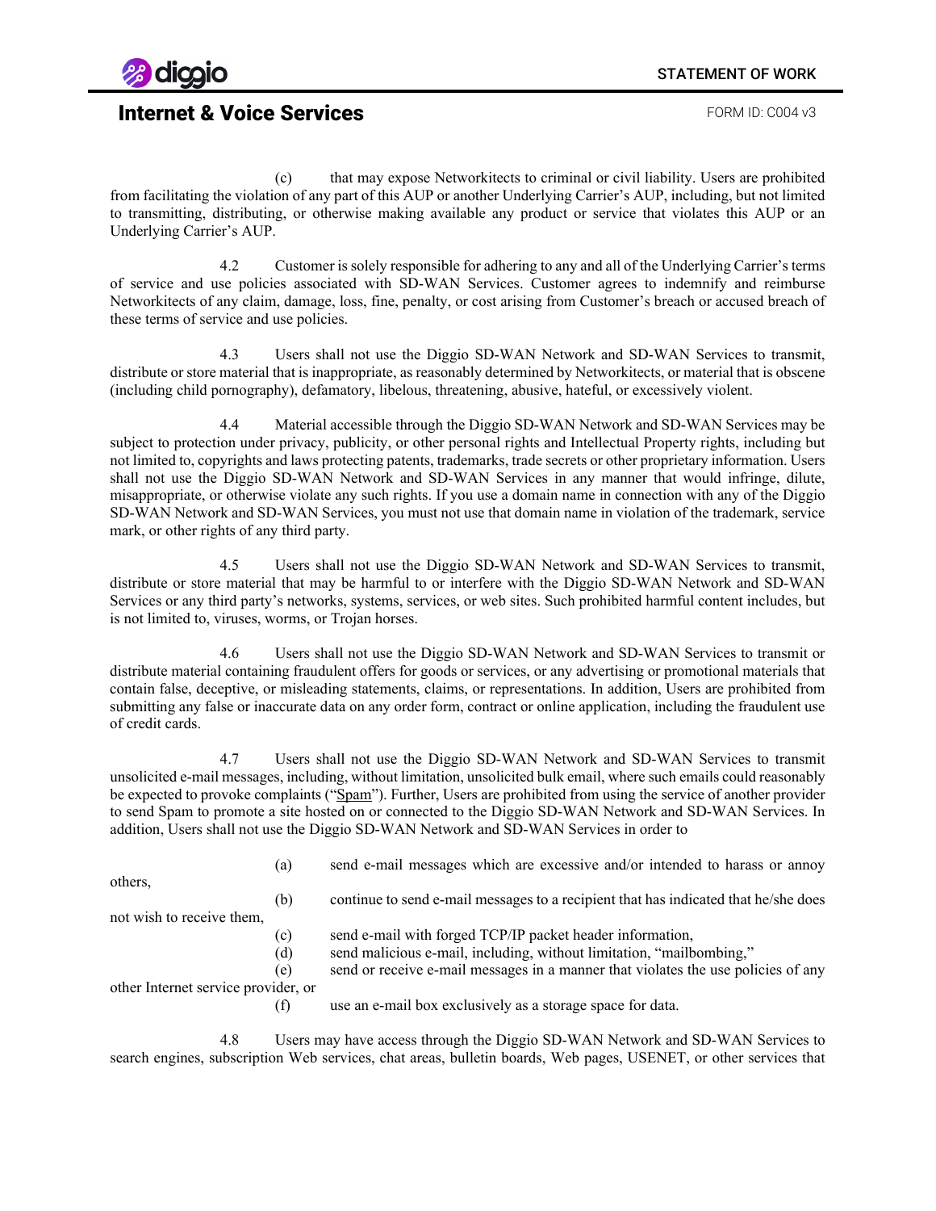(c) that may expose Networkitects to criminal or civil liability. Users are prohibited from facilitating the violation of any part of this AUP or another Underlying Carrier's AUP, including, but not limited to transmitting, distributing, or otherwise making available any product or service that violates this AUP or an Underlying Carrier's AUP.

4.2 Customer is solely responsible for adhering to any and all of the Underlying Carrier's terms of service and use policies associated with SD-WAN Services. Customer agrees to indemnify and reimburse Networkitects of any claim, damage, loss, fine, penalty, or cost arising from Customer's breach or accused breach of these terms of service and use policies.

4.3 Users shall not use the Diggio SD-WAN Network and SD-WAN Services to transmit, distribute or store material that is inappropriate, as reasonably determined by Networkitects, or material that is obscene (including child pornography), defamatory, libelous, threatening, abusive, hateful, or excessively violent.

4.4 Material accessible through the Diggio SD-WAN Network and SD-WAN Services may be subject to protection under privacy, publicity, or other personal rights and Intellectual Property rights, including but not limited to, copyrights and laws protecting patents, trademarks, trade secrets or other proprietary information. Users shall not use the Diggio SD-WAN Network and SD-WAN Services in any manner that would infringe, dilute, misappropriate, or otherwise violate any such rights. If you use a domain name in connection with any of the Diggio SD-WAN Network and SD-WAN Services, you must not use that domain name in violation of the trademark, service mark, or other rights of any third party.

4.5 Users shall not use the Diggio SD-WAN Network and SD-WAN Services to transmit, distribute or store material that may be harmful to or interfere with the Diggio SD-WAN Network and SD-WAN Services or any third party's networks, systems, services, or web sites. Such prohibited harmful content includes, but is not limited to, viruses, worms, or Trojan horses.

4.6 Users shall not use the Diggio SD-WAN Network and SD-WAN Services to transmit or distribute material containing fraudulent offers for goods or services, or any advertising or promotional materials that contain false, deceptive, or misleading statements, claims, or representations. In addition, Users are prohibited from submitting any false or inaccurate data on any order form, contract or online application, including the fraudulent use of credit cards.

4.7 Users shall not use the Diggio SD-WAN Network and SD-WAN Services to transmit unsolicited e-mail messages, including, without limitation, unsolicited bulk email, where such emails could reasonably be expected to provoke complaints ("Spam"). Further, Users are prohibited from using the service of another provider to send Spam to promote a site hosted on or connected to the Diggio SD-WAN Network and SD-WAN Services. In addition, Users shall not use the Diggio SD-WAN Network and SD-WAN Services in order to

(a) send e-mail messages which are excessive and/or intended to harass or annoy others,

(b) continue to send e-mail messages to a recipient that has indicated that he/she does not wish to receive them,

(c) send e-mail with forged TCP/IP packet header information,

(d) send malicious e-mail, including, without limitation, "mailbombing,"

(e) send or receive e-mail messages in a manner that violates the use policies of any other Internet service provider, or

(f) use an e-mail box exclusively as a storage space for data.

4.8 Users may have access through the Diggio SD-WAN Network and SD-WAN Services to search engines, subscription Web services, chat areas, bulletin boards, Web pages, USENET, or other services that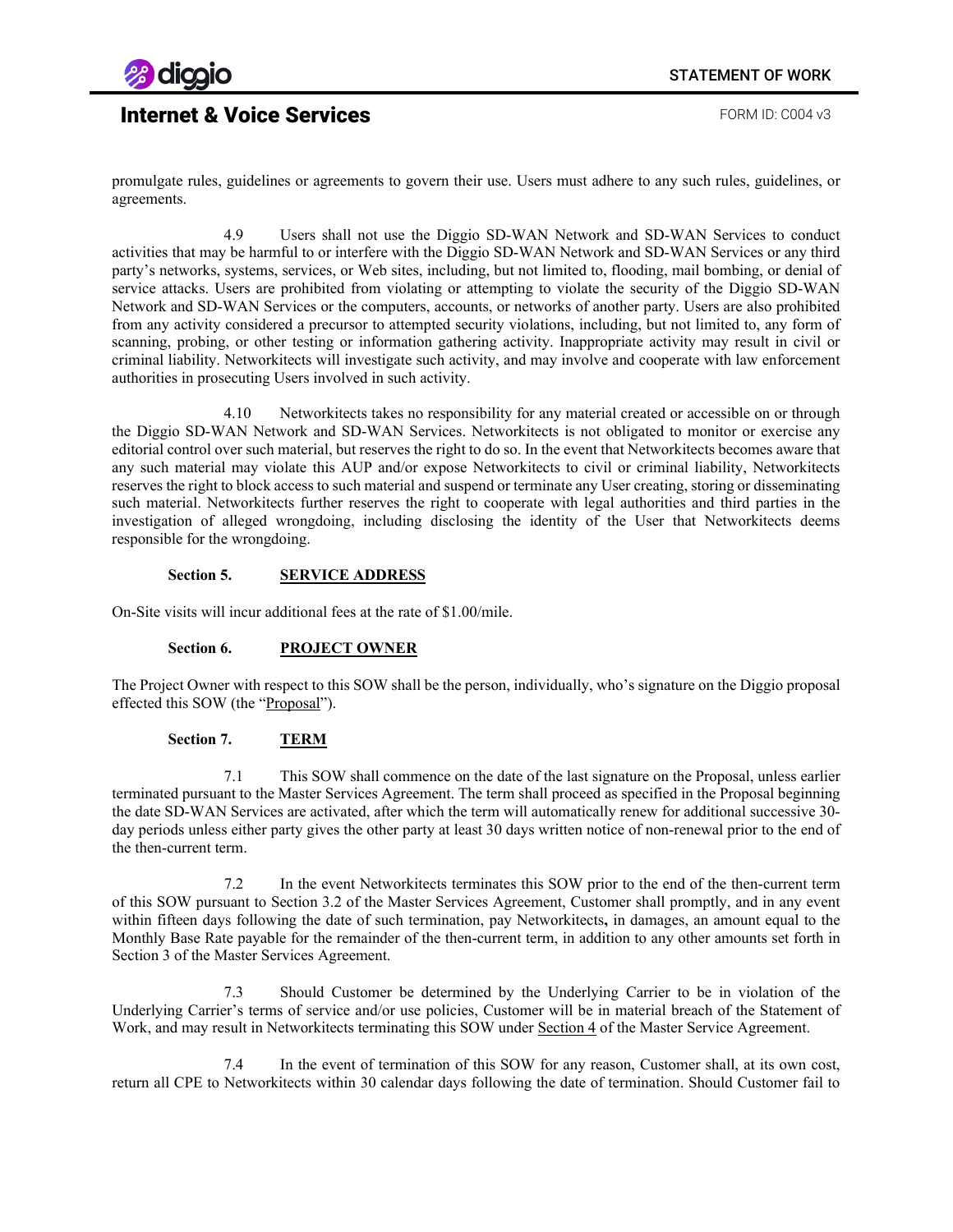promulgate rules, guidelines or agreements to govern their use. Users must adhere to any such rules, guidelines, or agreements.

4.9 Users shall not use the Diggio SD-WAN Network and SD-WAN Services to conduct activities that may be harmful to or interfere with the Diggio SD-WAN Network and SD-WAN Services or any third party's networks, systems, services, or Web sites, including, but not limited to, flooding, mail bombing, or denial of service attacks. Users are prohibited from violating or attempting to violate the security of the Diggio SD-WAN Network and SD-WAN Services or the computers, accounts, or networks of another party. Users are also prohibited from any activity considered a precursor to attempted security violations, including, but not limited to, any form of scanning, probing, or other testing or information gathering activity. Inappropriate activity may result in civil or criminal liability. Networkitects will investigate such activity, and may involve and cooperate with law enforcement authorities in prosecuting Users involved in such activity.

4.10 Networkitects takes no responsibility for any material created or accessible on or through the Diggio SD-WAN Network and SD-WAN Services. Networkitects is not obligated to monitor or exercise any editorial control over such material, but reserves the right to do so. In the event that Networkitects becomes aware that any such material may violate this AUP and/or expose Networkitects to civil or criminal liability, Networkitects reserves the right to block access to such material and suspend or terminate any User creating, storing or disseminating such material. Networkitects further reserves the right to cooperate with legal authorities and third parties in the investigation of alleged wrongdoing, including disclosing the identity of the User that Networkitects deems responsible for the wrongdoing.

## Section 5. SERVICE ADDRESS

On-Site visits will incur additional fees at the rate of $1.00/mile.

## Section 6. PROJECT OWNER

The Project Owner with respect to this SOW shall be the person, individually, who's signature on the Diggio proposal effected this SOW (the "Proposal").

## Section 7. TERM

7.1 This SOW shall commence on the date of the last signature on the Proposal, unless earlier terminated pursuant to the Master Services Agreement. The term shall proceed as specified in the Proposal beginning the date SD-WAN Services are activated, after which the term will automatically renew for additional successive 30-day periods unless either party gives the other party at least 30 days written notice of non-renewal prior to the end of the then-current term.

7.2 In the event Networkitects terminates this SOW prior to the end of the then-current term of this SOW pursuant to Section 3.2 of the Master Services Agreement, Customer shall promptly, and in any event within fifteen days following the date of such termination, pay Networkitects**,** in damages, an amount equal to the Monthly Base Rate payable for the remainder of the then-current term, in addition to any other amounts set forth in Section 3 of the Master Services Agreement.

7.3 Should Customer be determined by the Underlying Carrier to be in violation of the Underlying Carrier's terms of service and/or use policies, Customer will be in material breach of the Statement of Work, and may result in Networkitects terminating this SOW under Section 4 of the Master Service Agreement.

7.4 In the event of termination of this SOW for any reason, Customer shall, at its own cost, return all CPE to Networkitects within 30 calendar days following the date of termination. Should Customer fail to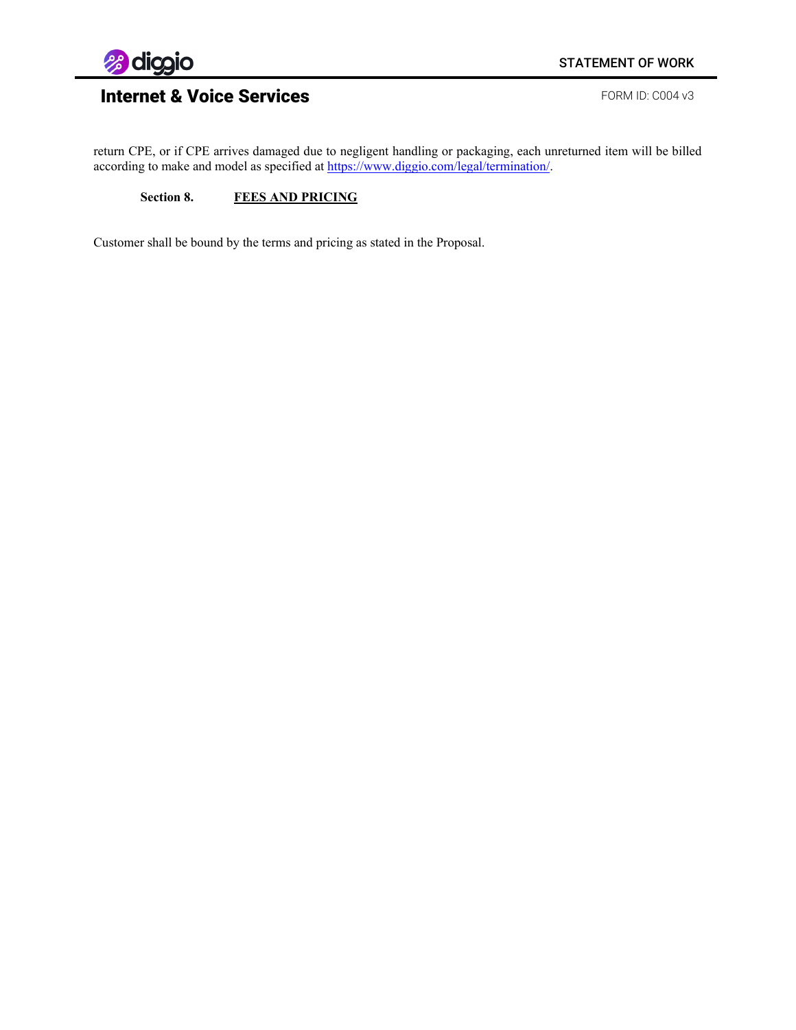return CPE, or if CPE arrives damaged due to negligent handling or packaging, each unreturned item will be billed according to make and model as specified at https://www.diggio.com/legal/termination/.

### Section 8. FEES AND PRICING

Customer shall be bound by the terms and pricing as stated in the Proposal.